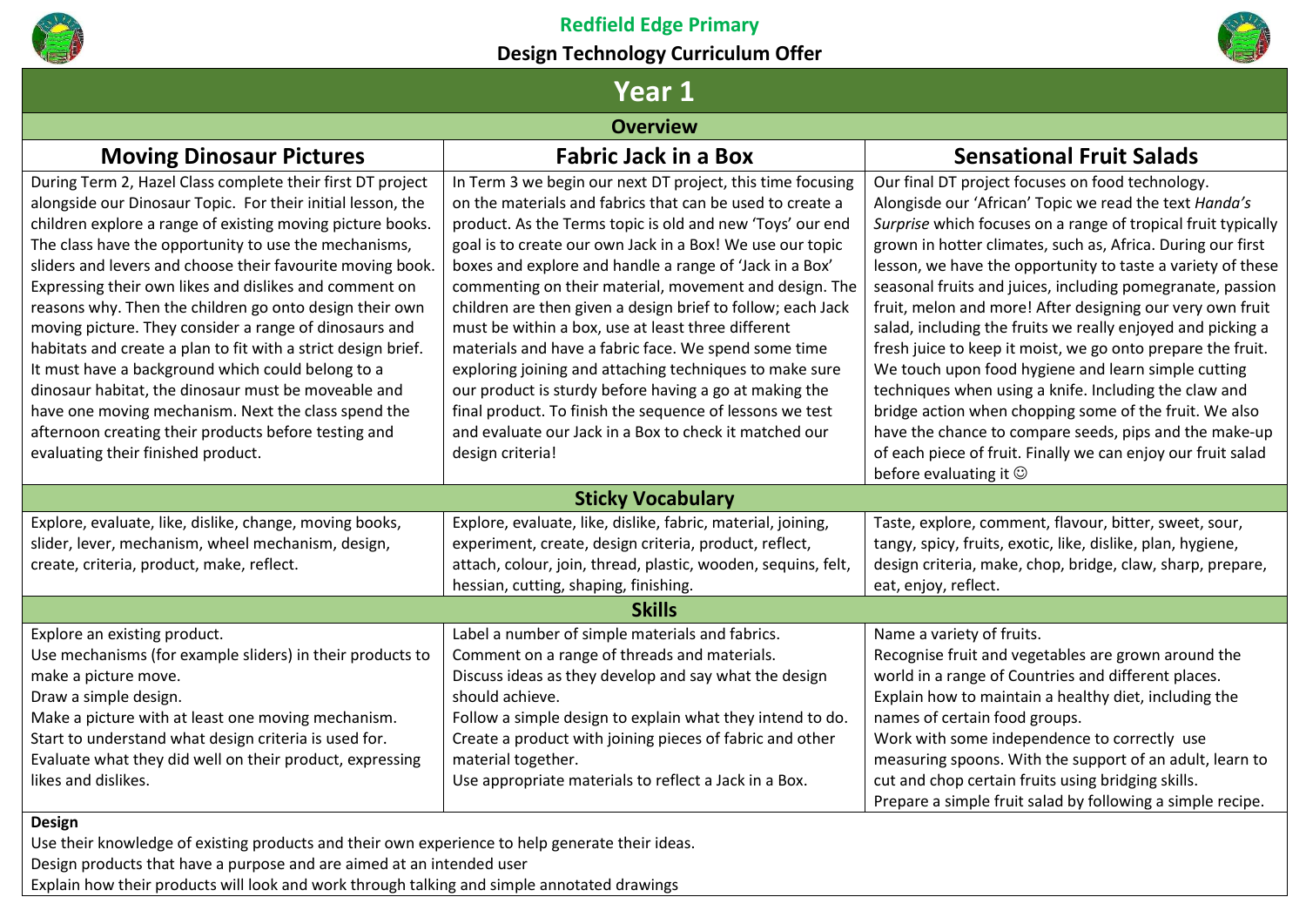# Redfield Edge Primary

## Design Technology Curriculum Offer

## Year 1

### Overview

| Moving Dinosaur Pictures | Fabric Jack in a Box | Sensational Fruit Salads |
|---|---|---|
| During Term 2, Hazel Class complete their first DT project alongside our Dinosaur Topic. For their initial lesson, the children explore a range of existing moving picture books. The class have the opportunity to use the mechanisms, sliders and levers and choose their favourite moving book. Expressing their own likes and dislikes and comment on reasons why. Then the children go onto design their own moving picture. They consider a range of dinosaurs and habitats and create a plan to fit with a strict design brief. It must have a background which could belong to a dinosaur habitat, the dinosaur must be moveable and have one moving mechanism. Next the class spend the afternoon creating their products before testing and evaluating their finished product. | In Term 3 we begin our next DT project, this time focusing on the materials and fabrics that can be used to create a product. As the Terms topic is old and new 'Toys' our end goal is to create our own Jack in a Box! We use our topic boxes and explore and handle a range of 'Jack in a Box' commenting on their material, movement and design. The children are then given a design brief to follow; each Jack must be within a box, use at least three different materials and have a fabric face. We spend some time exploring joining and attaching techniques to make sure our product is sturdy before having a go at making the final product. To finish the sequence of lessons we test and evaluate our Jack in a Box to check it matched our design criteria! | Our final DT project focuses on food technology. Alongisde our 'African' Topic we read the text *Handa's Surprise* which focuses on a range of tropical fruit typically grown in hotter climates, such as, Africa. During our first lesson, we have the opportunity to taste a variety of these seasonal fruits and juices, including pomegranate, passion fruit, melon and more! After designing our very own fruit salad, including the fruits we really enjoyed and picking a fresh juice to keep it moist, we go onto prepare the fruit. We touch upon food hygiene and learn simple cutting techniques when using a knife. Including the claw and bridge action when chopping some of the fruit. We also have the chance to compare seeds, pips and the make-up of each piece of fruit. Finally we can enjoy our fruit salad before evaluating it ☺ |

### Sticky Vocabulary

| Moving Dinosaur Pictures | Fabric Jack in a Box | Sensational Fruit Salads |
|---|---|---|
| Explore, evaluate, like, dislike, change, moving books, slider, lever, mechanism, wheel mechanism, design, create, criteria, product, make, reflect. | Explore, evaluate, like, dislike, fabric, material, joining, experiment, create, design criteria, product, reflect, attach, colour, join, thread, plastic, wooden, sequins, felt, hessian, cutting, shaping, finishing. | Taste, explore, comment, flavour, bitter, sweet, sour, tangy, spicy, fruits, exotic, like, dislike, plan, hygiene, design criteria, make, chop, bridge, claw, sharp, prepare, eat, enjoy, reflect. |

### Skills

| Moving Dinosaur Pictures | Fabric Jack in a Box | Sensational Fruit Salads |
|---|---|---|
| Explore an existing product.<br>Use mechanisms (for example sliders) in their products to make a picture move.<br>Draw a simple design.<br>Make a picture with at least one moving mechanism.<br>Start to understand what design criteria is used for.<br>Evaluate what they did well on their product, expressing likes and dislikes. | Label a number of simple materials and fabrics.<br>Comment on a range of threads and materials.<br>Discuss ideas as they develop and say what the design should achieve.<br>Follow a simple design to explain what they intend to do.<br>Create a product with joining pieces of fabric and other material together.<br>Use appropriate materials to reflect a Jack in a Box. | Name a variety of fruits.<br>Recognise fruit and vegetables are grown around the world in a range of Countries and different places.<br>Explain how to maintain a healthy diet, including the names of certain food groups.<br>Work with some independence to correctly use measuring spoons. With the support of an adult, learn to cut and chop certain fruits using bridging skills.<br>Prepare a simple fruit salad by following a simple recipe. |

**Design**

Use their knowledge of existing products and their own experience to help generate their ideas.
Design products that have a purpose and are aimed at an intended user
Explain how their products will look and work through talking and simple annotated drawings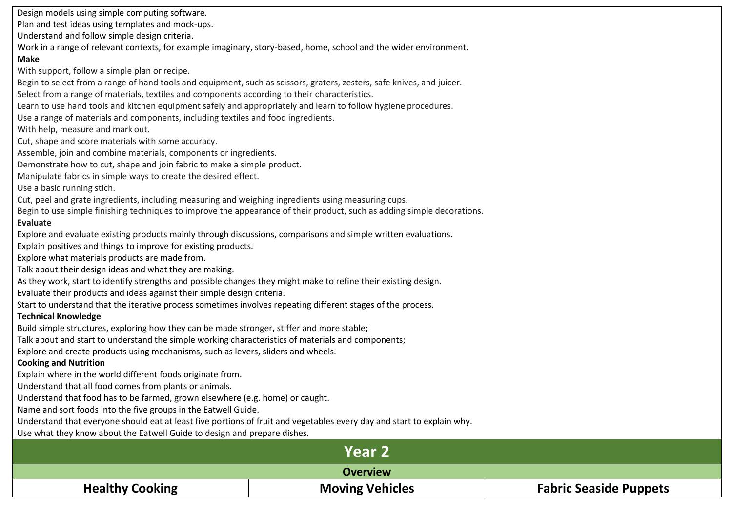Design models using simple computing software.
Plan and test ideas using templates and mock-ups.
Understand and follow simple design criteria.
Work in a range of relevant contexts, for example imaginary, story-based, home, school and the wider environment.

**Make**

With support, follow a simple plan or recipe.
Begin to select from a range of hand tools and equipment, such as scissors, graters, zesters, safe knives, and juicer.
Select from a range of materials, textiles and components according to their characteristics.
Learn to use hand tools and kitchen equipment safely and appropriately and learn to follow hygiene procedures.
Use a range of materials and components, including textiles and food ingredients.
With help, measure and mark out.
Cut, shape and score materials with some accuracy.
Assemble, join and combine materials, components or ingredients.
Demonstrate how to cut, shape and join fabric to make a simple product.
Manipulate fabrics in simple ways to create the desired effect.
Use a basic running stich.
Cut, peel and grate ingredients, including measuring and weighing ingredients using measuring cups.
Begin to use simple finishing techniques to improve the appearance of their product, such as adding simple decorations.

**Evaluate**

Explore and evaluate existing products mainly through discussions, comparisons and simple written evaluations.
Explain positives and things to improve for existing products.
Explore what materials products are made from.
Talk about their design ideas and what they are making.
As they work, start to identify strengths and possible changes they might make to refine their existing design.
Evaluate their products and ideas against their simple design criteria.
Start to understand that the iterative process sometimes involves repeating different stages of the process.

**Technical Knowledge**

Build simple structures, exploring how they can be made stronger, stiffer and more stable;
Talk about and start to understand the simple working characteristics of materials and components;
Explore and create products using mechanisms, such as levers, sliders and wheels.

**Cooking and Nutrition**

Explain where in the world different foods originate from.
Understand that all food comes from plants or animals.
Understand that food has to be farmed, grown elsewhere (e.g. home) or caught.
Name and sort foods into the five groups in the Eatwell Guide.
Understand that everyone should eat at least five portions of fruit and vegetables every day and start to explain why.
Use what they know about the Eatwell Guide to design and prepare dishes.

## Year 2

### Overview

| Healthy Cooking | Moving Vehicles | Fabric Seaside Puppets |
|---|---|---|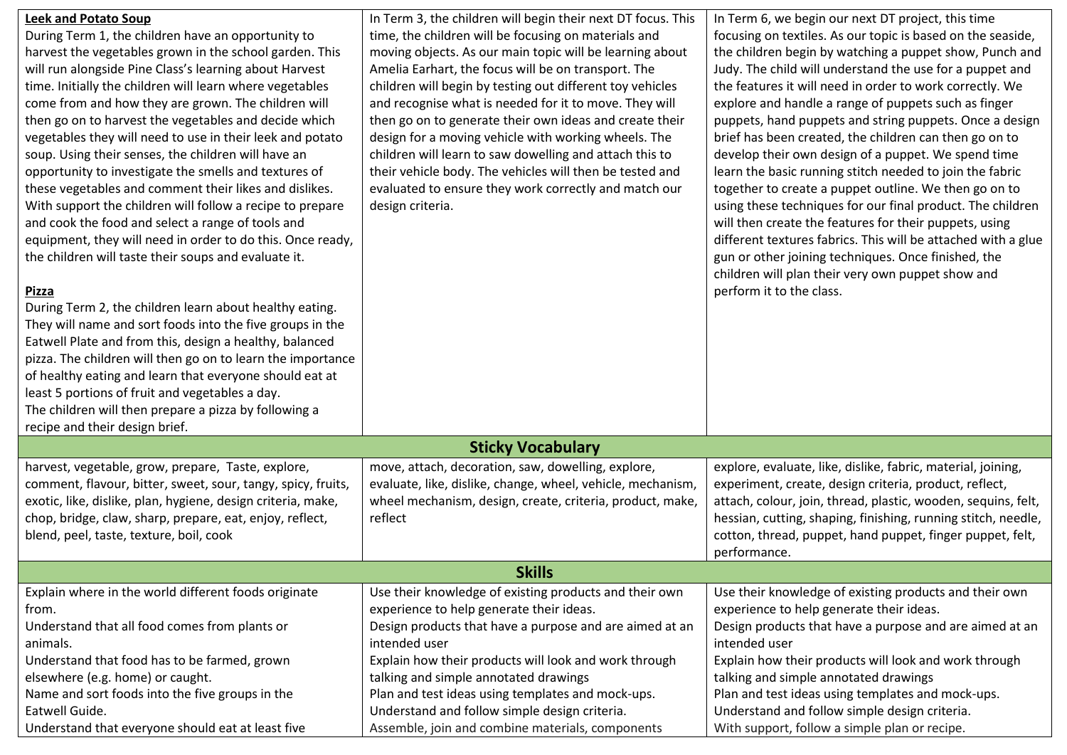| | | |
|---|---|---|
| **Leek and Potato Soup**<br>During Term 1, the children have an opportunity to harvest the vegetables grown in the school garden. This will run alongside Pine Class's learning about Harvest time. Initially the children will learn where vegetables come from and how they are grown. The children will then go on to harvest the vegetables and decide which vegetables they will need to use in their leek and potato soup. Using their senses, the children will have an opportunity to investigate the smells and textures of these vegetables and comment their likes and dislikes. With support the children will follow a recipe to prepare and cook the food and select a range of tools and equipment, they will need in order to do this. Once ready, the children will taste their soups and evaluate it.<br><br>**Pizza**<br>During Term 2, the children learn about healthy eating. They will name and sort foods into the five groups in the Eatwell Plate and from this, design a healthy, balanced pizza. The children will then go on to learn the importance of healthy eating and learn that everyone should eat at least 5 portions of fruit and vegetables a day.<br>The children will then prepare a pizza by following a recipe and their design brief. | In Term 3, the children will begin their next DT focus. This time, the children will be focusing on materials and moving objects. As our main topic will be learning about Amelia Earhart, the focus will be on transport. The children will begin by testing out different toy vehicles and recognise what is needed for it to move. They will then go on to generate their own ideas and create their design for a moving vehicle with working wheels. The children will learn to saw dowelling and attach this to their vehicle body. The vehicles will then be tested and evaluated to ensure they work correctly and match our design criteria. | In Term 6, we begin our next DT project, this time focusing on textiles. As our topic is based on the seaside, the children begin by watching a puppet show, Punch and Judy. The child will understand the use for a puppet and the features it will need in order to work correctly. We explore and handle a range of puppets such as finger puppets, hand puppets and string puppets. Once a design brief has been created, the children can then go on to develop their own design of a puppet. We spend time learn the basic running stitch needed to join the fabric together to create a puppet outline. We then go on to using these techniques for our final product. The children will then create the features for their puppets, using different textures fabrics. This will be attached with a glue gun or other joining techniques. Once finished, the children will plan their very own puppet show and perform it to the class. |
| **Sticky Vocabulary** | | |
| harvest, vegetable, grow, prepare, Taste, explore, comment, flavour, bitter, sweet, sour, tangy, spicy, fruits, exotic, like, dislike, plan, hygiene, design criteria, make, chop, bridge, claw, sharp, prepare, eat, enjoy, reflect, blend, peel, taste, texture, boil, cook | move, attach, decoration, saw, dowelling, explore, evaluate, like, dislike, change, wheel, vehicle, mechanism, wheel mechanism, design, create, criteria, product, make, reflect | explore, evaluate, like, dislike, fabric, material, joining, experiment, create, design criteria, product, reflect, attach, colour, join, thread, plastic, wooden, sequins, felt, hessian, cutting, shaping, finishing, running stitch, needle, cotton, thread, puppet, hand puppet, finger puppet, felt, performance. |
| **Skills** | | |
| Explain where in the world different foods originate from.<br>Understand that all food comes from plants or animals.<br>Understand that food has to be farmed, grown elsewhere (e.g. home) or caught.<br>Name and sort foods into the five groups in the Eatwell Guide.<br>Understand that everyone should eat at least five | Use their knowledge of existing products and their own experience to help generate their ideas.<br>Design products that have a purpose and are aimed at an intended user<br>Explain how their products will look and work through talking and simple annotated drawings<br>Plan and test ideas using templates and mock-ups.<br>Understand and follow simple design criteria.<br>Assemble, join and combine materials, components | Use their knowledge of existing products and their own experience to help generate their ideas.<br>Design products that have a purpose and are aimed at an intended user<br>Explain how their products will look and work through talking and simple annotated drawings<br>Plan and test ideas using templates and mock-ups.<br>Understand and follow simple design criteria.<br>With support, follow a simple plan or recipe. |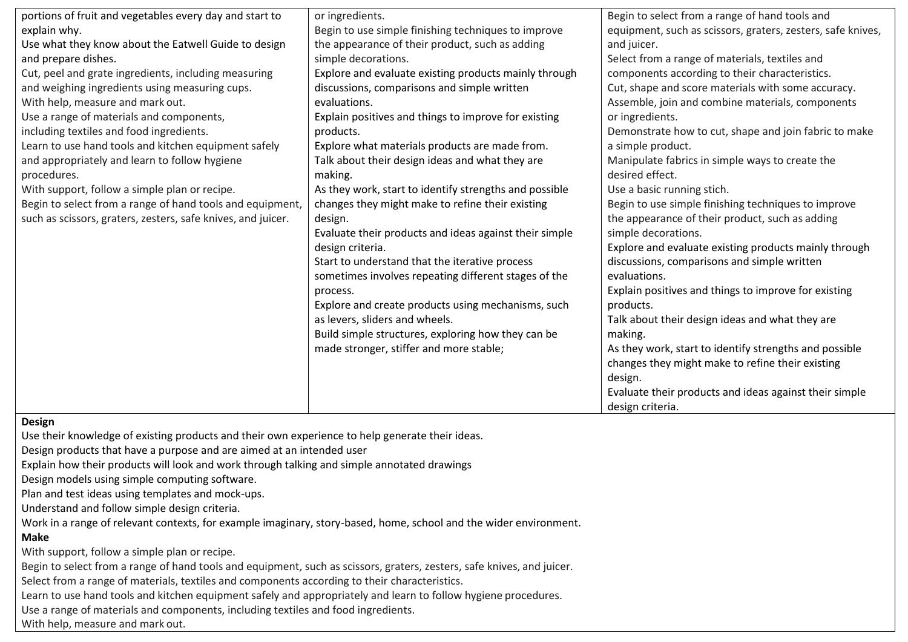| | | |
|---|---|---|
| portions of fruit and vegetables every day and start to explain why.<br>Use what they know about the Eatwell Guide to design and prepare dishes.<br>Cut, peel and grate ingredients, including measuring and weighing ingredients using measuring cups.<br>With help, measure and mark out.<br>Use a range of materials and components, including textiles and food ingredients.<br>Learn to use hand tools and kitchen equipment safely and appropriately and learn to follow hygiene procedures.<br>With support, follow a simple plan or recipe.<br>Begin to select from a range of hand tools and equipment, such as scissors, graters, zesters, safe knives, and juicer. | or ingredients.<br>Begin to use simple finishing techniques to improve the appearance of their product, such as adding simple decorations.<br>Explore and evaluate existing products mainly through discussions, comparisons and simple written evaluations.<br>Explain positives and things to improve for existing products.<br>Explore what materials products are made from.<br>Talk about their design ideas and what they are making.<br>As they work, start to identify strengths and possible changes they might make to refine their existing design.<br>Evaluate their products and ideas against their simple design criteria.<br>Start to understand that the iterative process sometimes involves repeating different stages of the process.<br>Explore and create products using mechanisms, such as levers, sliders and wheels.<br>Build simple structures, exploring how they can be made stronger, stiffer and more stable; | Begin to select from a range of hand tools and equipment, such as scissors, graters, zesters, safe knives, and juicer.<br>Select from a range of materials, textiles and components according to their characteristics.<br>Cut, shape and score materials with some accuracy.<br>Assemble, join and combine materials, components or ingredients.<br>Demonstrate how to cut, shape and join fabric to make a simple product.<br>Manipulate fabrics in simple ways to create the desired effect.<br>Use a basic running stich.<br>Begin to use simple finishing techniques to improve the appearance of their product, such as adding simple decorations.<br>Explore and evaluate existing products mainly through discussions, comparisons and simple written evaluations.<br>Explain positives and things to improve for existing products.<br>Talk about their design ideas and what they are making.<br>As they work, start to identify strengths and possible changes they might make to refine their existing design.<br>Evaluate their products and ideas against their simple design criteria. |

**Design**

Use their knowledge of existing products and their own experience to help generate their ideas.
Design products that have a purpose and are aimed at an intended user
Explain how their products will look and work through talking and simple annotated drawings
Design models using simple computing software.
Plan and test ideas using templates and mock-ups.
Understand and follow simple design criteria.
Work in a range of relevant contexts, for example imaginary, story-based, home, school and the wider environment.

**Make**

With support, follow a simple plan or recipe.
Begin to select from a range of hand tools and equipment, such as scissors, graters, zesters, safe knives, and juicer.
Select from a range of materials, textiles and components according to their characteristics.
Learn to use hand tools and kitchen equipment safely and appropriately and learn to follow hygiene procedures.
Use a range of materials and components, including textiles and food ingredients.
With help, measure and mark out.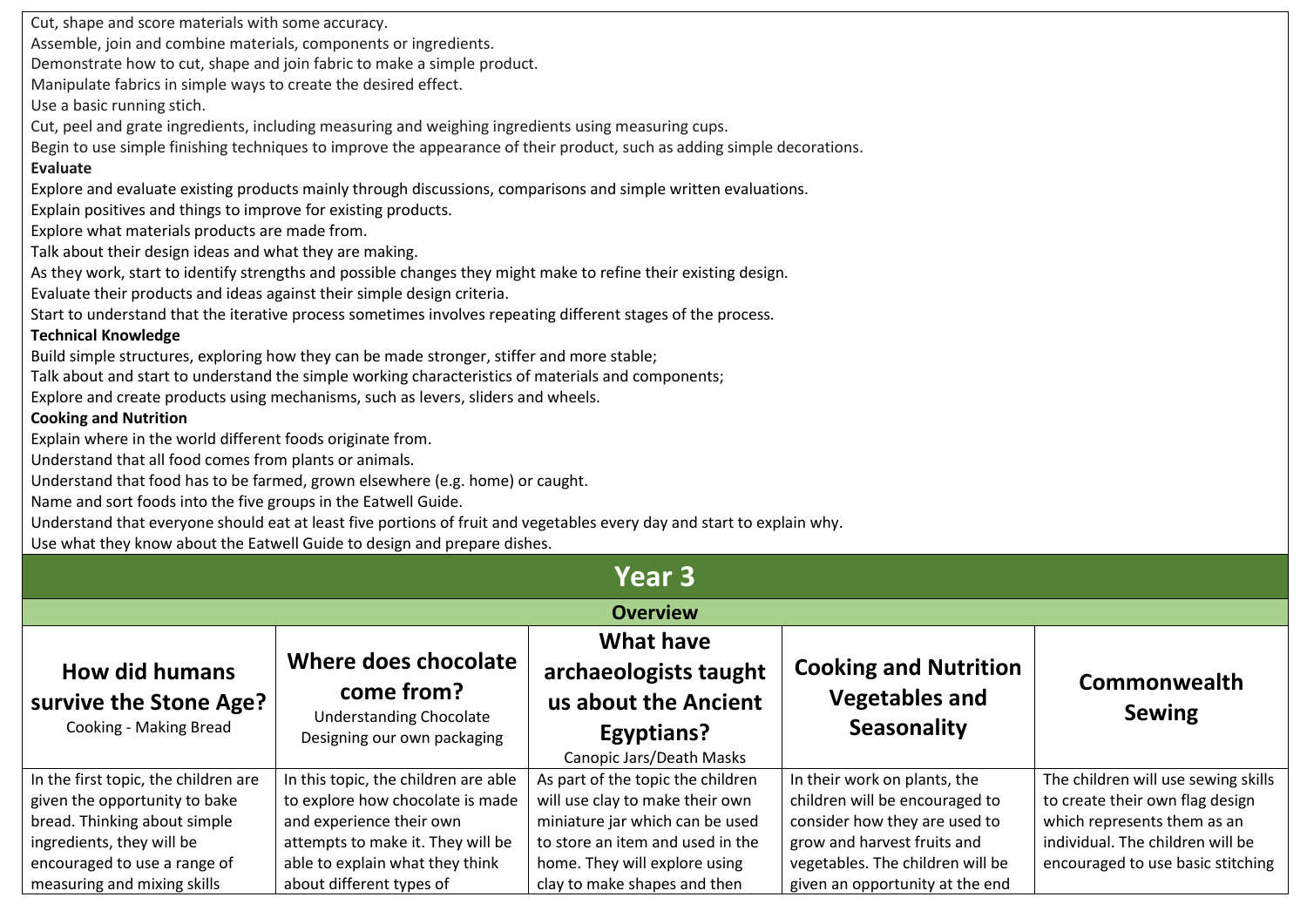Cut, shape and score materials with some accuracy.
Assemble, join and combine materials, components or ingredients.
Demonstrate how to cut, shape and join fabric to make a simple product.
Manipulate fabrics in simple ways to create the desired effect.
Use a basic running stich.
Cut, peel and grate ingredients, including measuring and weighing ingredients using measuring cups.
Begin to use simple finishing techniques to improve the appearance of their product, such as adding simple decorations.

**Evaluate**

Explore and evaluate existing products mainly through discussions, comparisons and simple written evaluations.
Explain positives and things to improve for existing products.
Explore what materials products are made from.
Talk about their design ideas and what they are making.
As they work, start to identify strengths and possible changes they might make to refine their existing design.
Evaluate their products and ideas against their simple design criteria.
Start to understand that the iterative process sometimes involves repeating different stages of the process.

**Technical Knowledge**

Build simple structures, exploring how they can be made stronger, stiffer and more stable;
Talk about and start to understand the simple working characteristics of materials and components;
Explore and create products using mechanisms, such as levers, sliders and wheels.

**Cooking and Nutrition**

Explain where in the world different foods originate from.
Understand that all food comes from plants or animals.
Understand that food has to be farmed, grown elsewhere (e.g. home) or caught.
Name and sort foods into the five groups in the Eatwell Guide.
Understand that everyone should eat at least five portions of fruit and vegetables every day and start to explain why.
Use what they know about the Eatwell Guide to design and prepare dishes.

# Year 3

## Overview

| **How did humans survive the Stone Age?** Cooking - Making Bread | **Where does chocolate come from?** Understanding Chocolate Designing our own packaging | **What have archaeologists taught us about the Ancient Egyptians?** Canopic Jars/Death Masks | **Cooking and Nutrition Vegetables and Seasonality** | **Commonwealth Sewing** |
|---|---|---|---|---|
| In the first topic, the children are given the opportunity to bake bread. Thinking about simple ingredients, they will be encouraged to use a range of measuring and mixing skills | In this topic, the children are able to explore how chocolate is made and experience their own attempts to make it. They will be able to explain what they think about different types of | As part of the topic the children will use clay to make their own miniature jar which can be used to store an item and used in the home. They will explore using clay to make shapes and then | In their work on plants, the children will be encouraged to consider how they are used to grow and harvest fruits and vegetables. The children will be given an opportunity at the end | The children will use sewing skills to create their own flag design which represents them as an individual. The children will be encouraged to use basic stitching |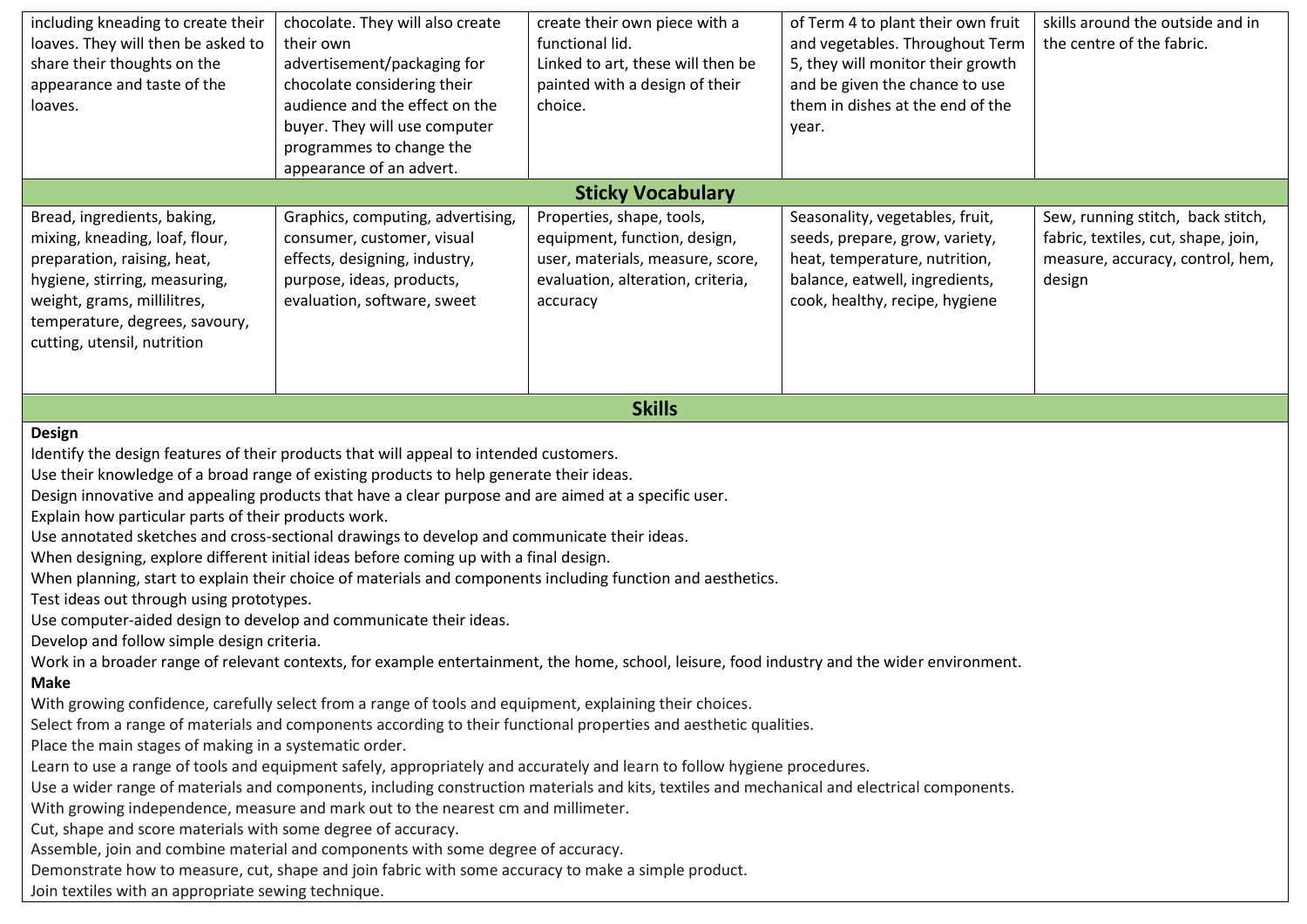| | | | | |
|---|---|---|---|---|
| including kneading to create their loaves. They will then be asked to share their thoughts on the appearance and taste of the loaves. | chocolate. They will also create their own advertisement/packaging for chocolate considering their audience and the effect on the buyer. They will use computer programmes to change the appearance of an advert. | create their own piece with a functional lid. Linked to art, these will then be painted with a design of their choice. | of Term 4 to plant their own fruit and vegetables. Throughout Term 5, they will monitor their growth and be given the chance to use them in dishes at the end of the year. | skills around the outside and in the centre of the fabric. |
| **Sticky Vocabulary** | | | | |
| Bread, ingredients, baking, mixing, kneading, loaf, flour, preparation, raising, heat, hygiene, stirring, measuring, weight, grams, millilitres, temperature, degrees, savoury, cutting, utensil, nutrition | Graphics, computing, advertising, consumer, customer, visual effects, designing, industry, purpose, ideas, products, evaluation, software, sweet | Properties, shape, tools, equipment, function, design, user, materials, measure, score, evaluation, alteration, criteria, accuracy | Seasonality, vegetables, fruit, seeds, prepare, grow, variety, heat, temperature, nutrition, balance, eatwell, ingredients, cook, healthy, recipe, hygiene | Sew, running stitch, back stitch, fabric, textiles, cut, shape, join, measure, accuracy, control, hem, design |

## Skills

**Design**

Identify the design features of their products that will appeal to intended customers.
Use their knowledge of a broad range of existing products to help generate their ideas.
Design innovative and appealing products that have a clear purpose and are aimed at a specific user.
Explain how particular parts of their products work.
Use annotated sketches and cross-sectional drawings to develop and communicate their ideas.
When designing, explore different initial ideas before coming up with a final design.
When planning, start to explain their choice of materials and components including function and aesthetics.
Test ideas out through using prototypes.
Use computer-aided design to develop and communicate their ideas.
Develop and follow simple design criteria.
Work in a broader range of relevant contexts, for example entertainment, the home, school, leisure, food industry and the wider environment.

**Make**

With growing confidence, carefully select from a range of tools and equipment, explaining their choices.
Select from a range of materials and components according to their functional properties and aesthetic qualities.
Place the main stages of making in a systematic order.
Learn to use a range of tools and equipment safely, appropriately and accurately and learn to follow hygiene procedures.
Use a wider range of materials and components, including construction materials and kits, textiles and mechanical and electrical components.
With growing independence, measure and mark out to the nearest cm and millimeter.
Cut, shape and score materials with some degree of accuracy.
Assemble, join and combine material and components with some degree of accuracy.
Demonstrate how to measure, cut, shape and join fabric with some accuracy to make a simple product.
Join textiles with an appropriate sewing technique.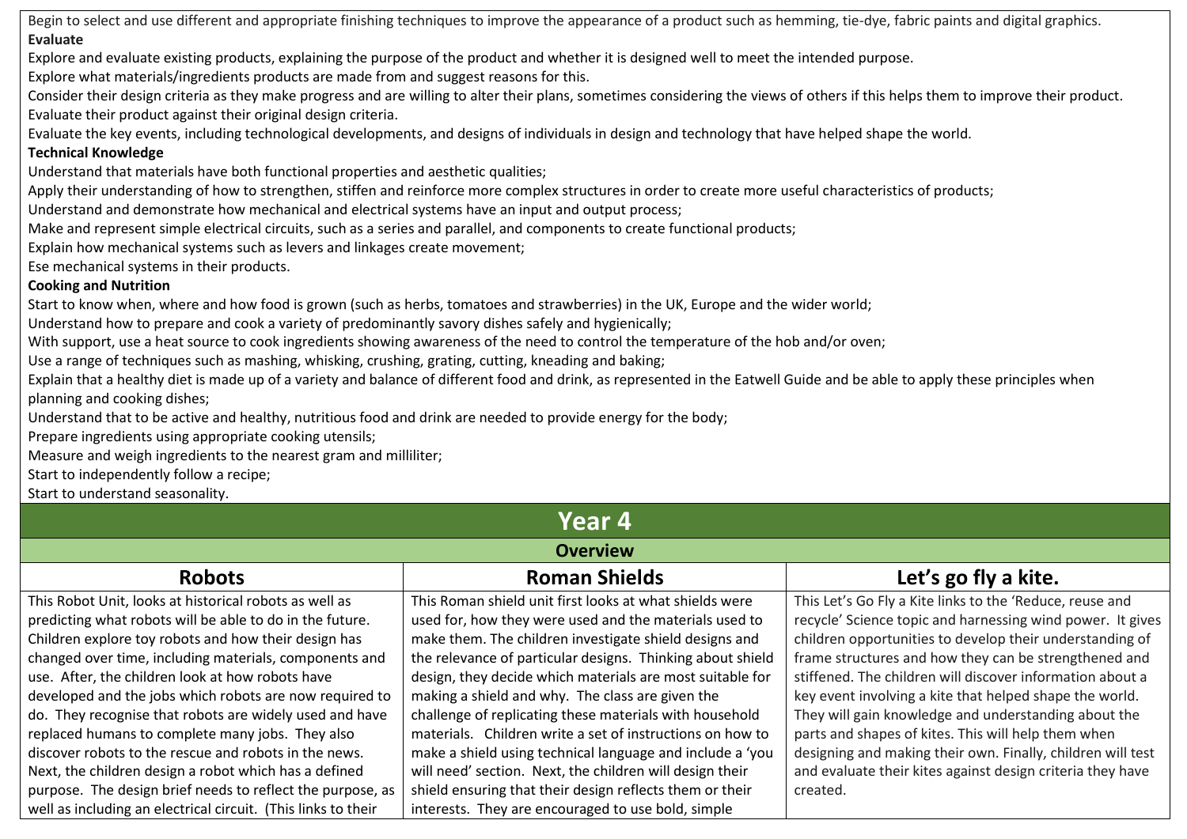Begin to select and use different and appropriate finishing techniques to improve the appearance of a product such as hemming, tie-dye, fabric paints and digital graphics.

**Evaluate**

Explore and evaluate existing products, explaining the purpose of the product and whether it is designed well to meet the intended purpose.

Explore what materials/ingredients products are made from and suggest reasons for this.

Consider their design criteria as they make progress and are willing to alter their plans, sometimes considering the views of others if this helps them to improve their product.

Evaluate their product against their original design criteria.

Evaluate the key events, including technological developments, and designs of individuals in design and technology that have helped shape the world.

**Technical Knowledge**

Understand that materials have both functional properties and aesthetic qualities;

Apply their understanding of how to strengthen, stiffen and reinforce more complex structures in order to create more useful characteristics of products;

Understand and demonstrate how mechanical and electrical systems have an input and output process;

Make and represent simple electrical circuits, such as a series and parallel, and components to create functional products;

Explain how mechanical systems such as levers and linkages create movement;

Ese mechanical systems in their products.

**Cooking and Nutrition**

Start to know when, where and how food is grown (such as herbs, tomatoes and strawberries) in the UK, Europe and the wider world;

Understand how to prepare and cook a variety of predominantly savory dishes safely and hygienically;

With support, use a heat source to cook ingredients showing awareness of the need to control the temperature of the hob and/or oven;

Use a range of techniques such as mashing, whisking, crushing, grating, cutting, kneading and baking;

Explain that a healthy diet is made up of a variety and balance of different food and drink, as represented in the Eatwell Guide and be able to apply these principles when planning and cooking dishes;

Understand that to be active and healthy, nutritious food and drink are needed to provide energy for the body;

Prepare ingredients using appropriate cooking utensils;

Measure and weigh ingredients to the nearest gram and milliliter;

Start to independently follow a recipe;

Start to understand seasonality.

# Year 4

## Overview

| Robots | Roman Shields | Let's go fly a kite. |
|---|---|---|
| This Robot Unit, looks at historical robots as well as predicting what robots will be able to do in the future. Children explore toy robots and how their design has changed over time, including materials, components and use. After, the children look at how robots have developed and the jobs which robots are now required to do. They recognise that robots are widely used and have replaced humans to complete many jobs. They also discover robots to the rescue and robots in the news. Next, the children design a robot which has a defined purpose. The design brief needs to reflect the purpose, as well as including an electrical circuit. (This links to their | This Roman shield unit first looks at what shields were used for, how they were used and the materials used to make them. The children investigate shield designs and the relevance of particular designs. Thinking about shield design, they decide which materials are most suitable for making a shield and why. The class are given the challenge of replicating these materials with household materials. Children write a set of instructions on how to make a shield using technical language and include a 'you will need' section. Next, the children will design their shield ensuring that their design reflects them or their interests. They are encouraged to use bold, simple | This Let's Go Fly a Kite links to the 'Reduce, reuse and recycle' Science topic and harnessing wind power. It gives children opportunities to develop their understanding of frame structures and how they can be strengthened and stiffened. The children will discover information about a key event involving a kite that helped shape the world. They will gain knowledge and understanding about the parts and shapes of kites. This will help them when designing and making their own. Finally, children will test and evaluate their kites against design criteria they have created. |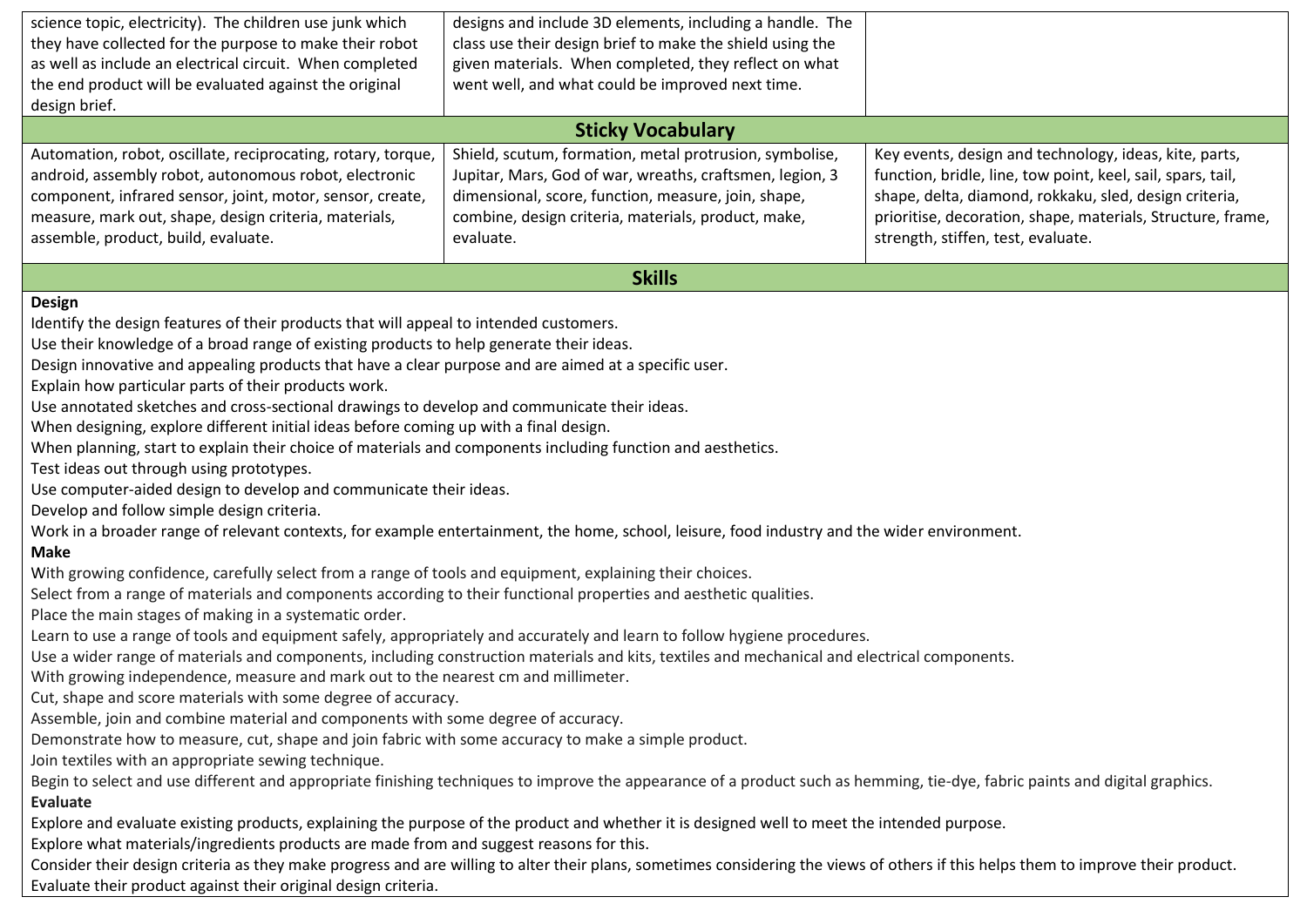| | | |
|---|---|---|
| science topic, electricity). The children use junk which they have collected for the purpose to make their robot as well as include an electrical circuit. When completed the end product will be evaluated against the original design brief. | designs and include 3D elements, including a handle. The class use their design brief to make the shield using the given materials. When completed, they reflect on what went well, and what could be improved next time. | |
| **Sticky Vocabulary** | | |
| Automation, robot, oscillate, reciprocating, rotary, torque, android, assembly robot, autonomous robot, electronic component, infrared sensor, joint, motor, sensor, create, measure, mark out, shape, design criteria, materials, assemble, product, build, evaluate. | Shield, scutum, formation, metal protrusion, symbolise, Jupitar, Mars, God of war, wreaths, craftsmen, legion, 3 dimensional, score, function, measure, join, shape, combine, design criteria, materials, product, make, evaluate. | Key events, design and technology, ideas, kite, parts, function, bridle, line, tow point, keel, sail, spars, tail, shape, delta, diamond, rokkaku, sled, design criteria, prioritise, decoration, shape, materials, Structure, frame, strength, stiffen, test, evaluate. |

## Skills

**Design**

Identify the design features of their products that will appeal to intended customers.
Use their knowledge of a broad range of existing products to help generate their ideas.
Design innovative and appealing products that have a clear purpose and are aimed at a specific user.
Explain how particular parts of their products work.
Use annotated sketches and cross-sectional drawings to develop and communicate their ideas.
When designing, explore different initial ideas before coming up with a final design.
When planning, start to explain their choice of materials and components including function and aesthetics.
Test ideas out through using prototypes.
Use computer-aided design to develop and communicate their ideas.
Develop and follow simple design criteria.
Work in a broader range of relevant contexts, for example entertainment, the home, school, leisure, food industry and the wider environment.

**Make**

With growing confidence, carefully select from a range of tools and equipment, explaining their choices.
Select from a range of materials and components according to their functional properties and aesthetic qualities.
Place the main stages of making in a systematic order.
Learn to use a range of tools and equipment safely, appropriately and accurately and learn to follow hygiene procedures.
Use a wider range of materials and components, including construction materials and kits, textiles and mechanical and electrical components.
With growing independence, measure and mark out to the nearest cm and millimeter.
Cut, shape and score materials with some degree of accuracy.
Assemble, join and combine material and components with some degree of accuracy.
Demonstrate how to measure, cut, shape and join fabric with some accuracy to make a simple product.
Join textiles with an appropriate sewing technique.
Begin to select and use different and appropriate finishing techniques to improve the appearance of a product such as hemming, tie-dye, fabric paints and digital graphics.

**Evaluate**

Explore and evaluate existing products, explaining the purpose of the product and whether it is designed well to meet the intended purpose.
Explore what materials/ingredients products are made from and suggest reasons for this.
Consider their design criteria as they make progress and are willing to alter their plans, sometimes considering the views of others if this helps them to improve their product.
Evaluate their product against their original design criteria.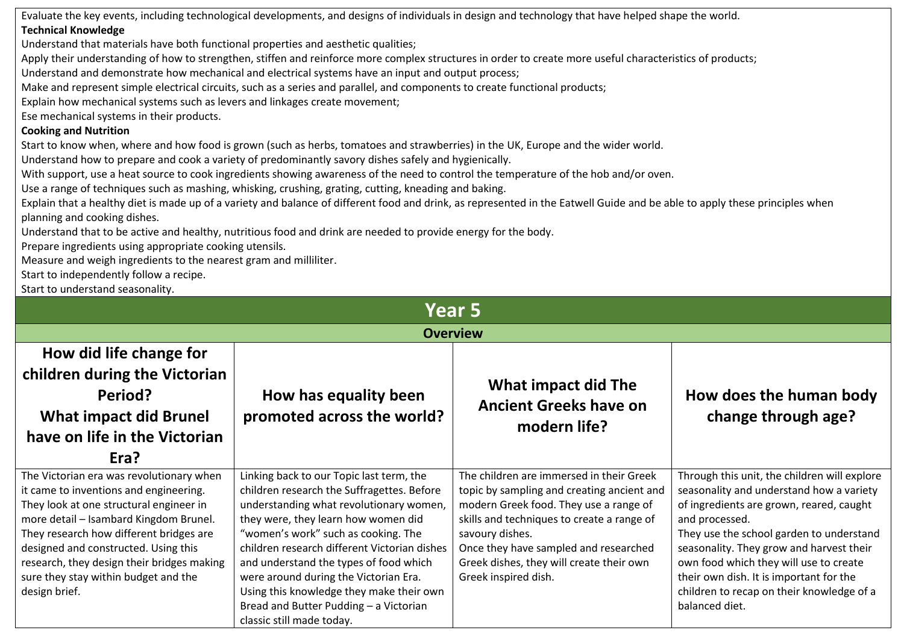Evaluate the key events, including technological developments, and designs of individuals in design and technology that have helped shape the world.

**Technical Knowledge**

Understand that materials have both functional properties and aesthetic qualities;
Apply their understanding of how to strengthen, stiffen and reinforce more complex structures in order to create more useful characteristics of products;
Understand and demonstrate how mechanical and electrical systems have an input and output process;
Make and represent simple electrical circuits, such as a series and parallel, and components to create functional products;
Explain how mechanical systems such as levers and linkages create movement;
Ese mechanical systems in their products.

**Cooking and Nutrition**

Start to know when, where and how food is grown (such as herbs, tomatoes and strawberries) in the UK, Europe and the wider world.
Understand how to prepare and cook a variety of predominantly savory dishes safely and hygienically.
With support, use a heat source to cook ingredients showing awareness of the need to control the temperature of the hob and/or oven.
Use a range of techniques such as mashing, whisking, crushing, grating, cutting, kneading and baking.
Explain that a healthy diet is made up of a variety and balance of different food and drink, as represented in the Eatwell Guide and be able to apply these principles when planning and cooking dishes.
Understand that to be active and healthy, nutritious food and drink are needed to provide energy for the body.
Prepare ingredients using appropriate cooking utensils.
Measure and weigh ingredients to the nearest gram and milliliter.
Start to independently follow a recipe.
Start to understand seasonality.

# Year 5

## Overview

| How did life change for children during the Victorian Period? What impact did Brunel have on life in the Victorian Era? | How has equality been promoted across the world? | What impact did The Ancient Greeks have on modern life? | How does the human body change through age? |
|---|---|---|---|
| The Victorian era was revolutionary when it came to inventions and engineering. They look at one structural engineer in more detail – Isambard Kingdom Brunel. They research how different bridges are designed and constructed. Using this research, they design their bridges making sure they stay within budget and the design brief. | Linking back to our Topic last term, the children research the Suffragettes. Before understanding what revolutionary women, they were, they learn how women did "women's work" such as cooking. The children research different Victorian dishes and understand the types of food which were around during the Victorian Era. Using this knowledge they make their own Bread and Butter Pudding – a Victorian classic still made today. | The children are immersed in their Greek topic by sampling and creating ancient and modern Greek food. They use a range of skills and techniques to create a range of savoury dishes. Once they have sampled and researched Greek dishes, they will create their own Greek inspired dish. | Through this unit, the children will explore seasonality and understand how a variety of ingredients are grown, reared, caught and processed. They use the school garden to understand seasonality. They grow and harvest their own food which they will use to create their own dish. It is important for the children to recap on their knowledge of a balanced diet. |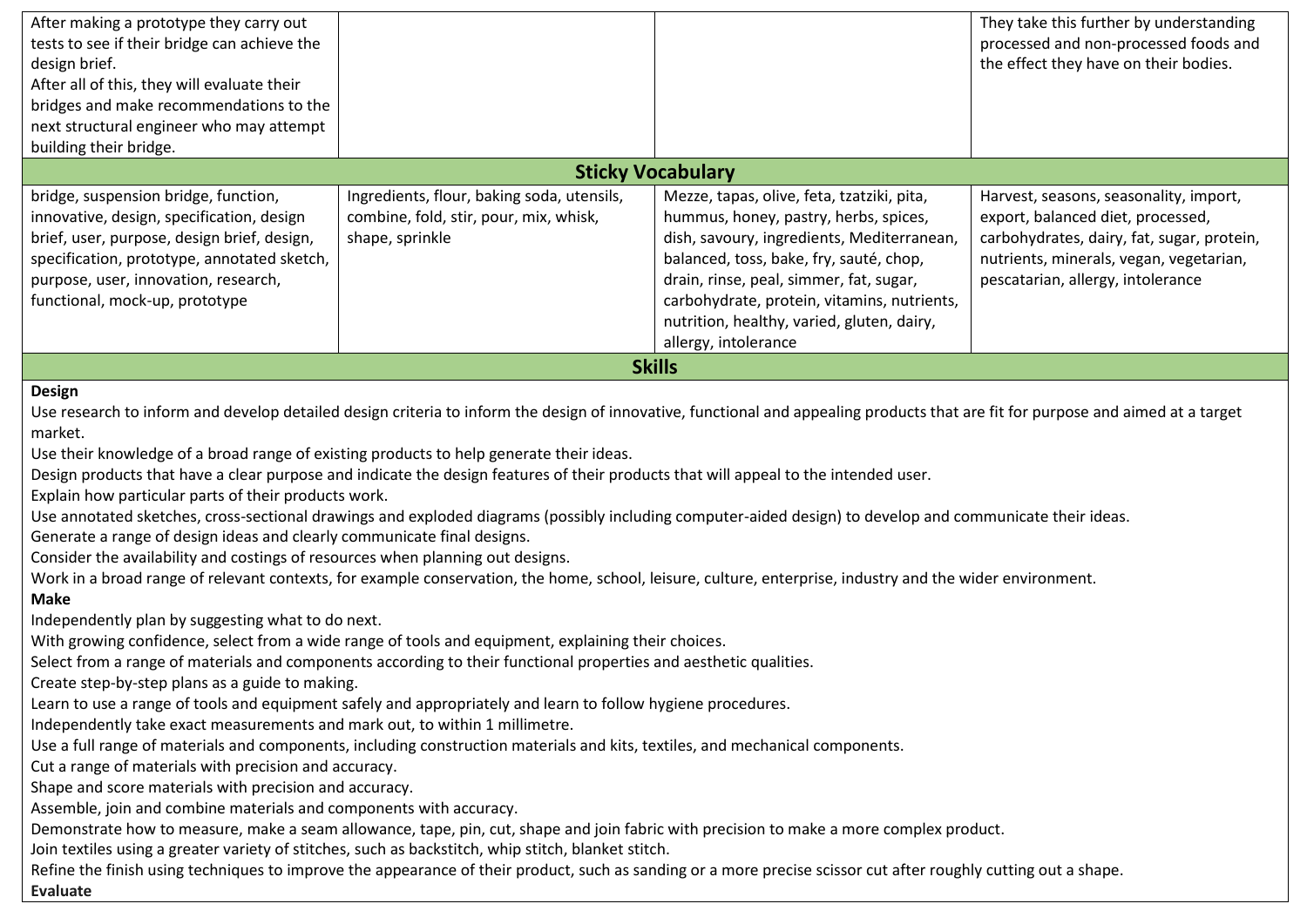| | | | |
|---|---|---|---|
| After making a prototype they carry out tests to see if their bridge can achieve the design brief.<br>After all of this, they will evaluate their bridges and make recommendations to the next structural engineer who may attempt building their bridge. | | | They take this further by understanding processed and non-processed foods and the effect they have on their bodies. |
| **Sticky Vocabulary** | | | |
| bridge, suspension bridge, function, innovative, design, specification, design brief, user, purpose, design brief, design, specification, prototype, annotated sketch, purpose, user, innovation, research, functional, mock-up, prototype | Ingredients, flour, baking soda, utensils, combine, fold, stir, pour, mix, whisk, shape, sprinkle | Mezze, tapas, olive, feta, tzatziki, pita, hummus, honey, pastry, herbs, spices, dish, savoury, ingredients, Mediterranean, balanced, toss, bake, fry, sauté, chop, drain, rinse, peal, simmer, fat, sugar, carbohydrate, protein, vitamins, nutrients, nutrition, healthy, varied, gluten, dairy, allergy, intolerance | Harvest, seasons, seasonality, import, export, balanced diet, processed, carbohydrates, dairy, fat, sugar, protein, nutrients, minerals, vegan, vegetarian, pescatarian, allergy, intolerance |

## Skills

**Design**

Use research to inform and develop detailed design criteria to inform the design of innovative, functional and appealing products that are fit for purpose and aimed at a target market.

Use their knowledge of a broad range of existing products to help generate their ideas.

Design products that have a clear purpose and indicate the design features of their products that will appeal to the intended user.

Explain how particular parts of their products work.

Use annotated sketches, cross-sectional drawings and exploded diagrams (possibly including computer-aided design) to develop and communicate their ideas.

Generate a range of design ideas and clearly communicate final designs.

Consider the availability and costings of resources when planning out designs.

Work in a broad range of relevant contexts, for example conservation, the home, school, leisure, culture, enterprise, industry and the wider environment.

**Make**

Independently plan by suggesting what to do next.

With growing confidence, select from a wide range of tools and equipment, explaining their choices.

Select from a range of materials and components according to their functional properties and aesthetic qualities.

Create step-by-step plans as a guide to making.

Learn to use a range of tools and equipment safely and appropriately and learn to follow hygiene procedures.

Independently take exact measurements and mark out, to within 1 millimetre.

Use a full range of materials and components, including construction materials and kits, textiles, and mechanical components.

Cut a range of materials with precision and accuracy.

Shape and score materials with precision and accuracy.

Assemble, join and combine materials and components with accuracy.

Demonstrate how to measure, make a seam allowance, tape, pin, cut, shape and join fabric with precision to make a more complex product.

Join textiles using a greater variety of stitches, such as backstitch, whip stitch, blanket stitch.

Refine the finish using techniques to improve the appearance of their product, such as sanding or a more precise scissor cut after roughly cutting out a shape.

**Evaluate**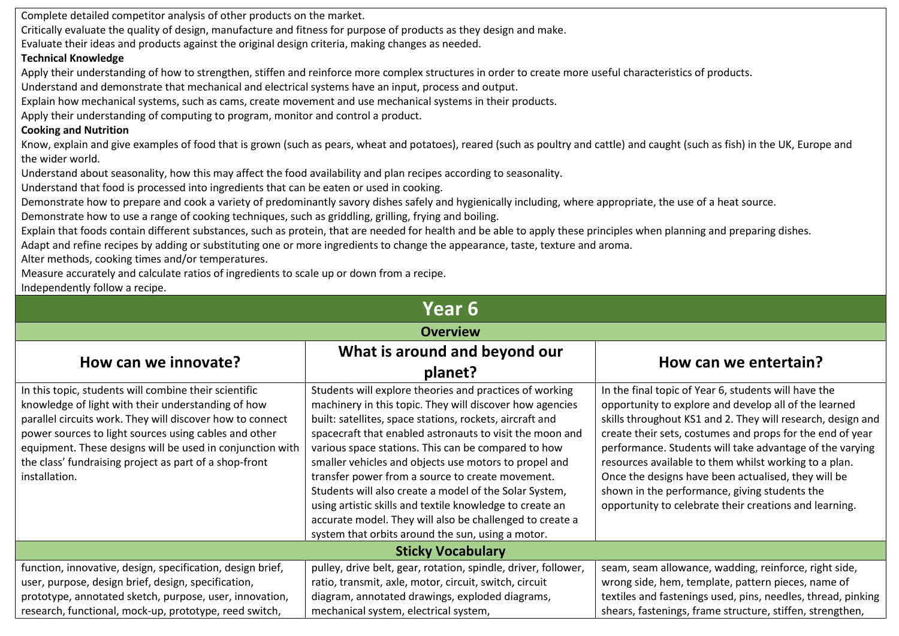Complete detailed competitor analysis of other products on the market.
Critically evaluate the quality of design, manufacture and fitness for purpose of products as they design and make.
Evaluate their ideas and products against the original design criteria, making changes as needed.

**Technical Knowledge**

Apply their understanding of how to strengthen, stiffen and reinforce more complex structures in order to create more useful characteristics of products.
Understand and demonstrate that mechanical and electrical systems have an input, process and output.
Explain how mechanical systems, such as cams, create movement and use mechanical systems in their products.
Apply their understanding of computing to program, monitor and control a product.

**Cooking and Nutrition**

Know, explain and give examples of food that is grown (such as pears, wheat and potatoes), reared (such as poultry and cattle) and caught (such as fish) in the UK, Europe and the wider world.
Understand about seasonality, how this may affect the food availability and plan recipes according to seasonality.
Understand that food is processed into ingredients that can be eaten or used in cooking.
Demonstrate how to prepare and cook a variety of predominantly savory dishes safely and hygienically including, where appropriate, the use of a heat source.
Demonstrate how to use a range of cooking techniques, such as griddling, grilling, frying and boiling.
Explain that foods contain different substances, such as protein, that are needed for health and be able to apply these principles when planning and preparing dishes.
Adapt and refine recipes by adding or substituting one or more ingredients to change the appearance, taste, texture and aroma.
Alter methods, cooking times and/or temperatures.
Measure accurately and calculate ratios of ingredients to scale up or down from a recipe.
Independently follow a recipe.

# Year 6

## Overview

| How can we innovate? | What is around and beyond our planet? | How can we entertain? |
|---|---|---|
| In this topic, students will combine their scientific knowledge of light with their understanding of how parallel circuits work. They will discover how to connect power sources to light sources using cables and other equipment. These designs will be used in conjunction with the class' fundraising project as part of a shop-front installation. | Students will explore theories and practices of working machinery in this topic. They will discover how agencies built: satellites, space stations, rockets, aircraft and spacecraft that enabled astronauts to visit the moon and various space stations. This can be compared to how smaller vehicles and objects use motors to propel and transfer power from a source to create movement. Students will also create a model of the Solar System, using artistic skills and textile knowledge to create an accurate model. They will also be challenged to create a system that orbits around the sun, using a motor. | In the final topic of Year 6, students will have the opportunity to explore and develop all of the learned skills throughout KS1 and 2. They will research, design and create their sets, costumes and props for the end of year performance. Students will take advantage of the varying resources available to them whilst working to a plan. Once the designs have been actualised, they will be shown in the performance, giving students the opportunity to celebrate their creations and learning. |
| **Sticky Vocabulary** | | |
| function, innovative, design, specification, design brief, user, purpose, design brief, design, specification, prototype, annotated sketch, purpose, user, innovation, research, functional, mock-up, prototype, reed switch, | pulley, drive belt, gear, rotation, spindle, driver, follower, ratio, transmit, axle, motor, circuit, switch, circuit diagram, annotated drawings, exploded diagrams, mechanical system, electrical system, | seam, seam allowance, wadding, reinforce, right side, wrong side, hem, template, pattern pieces, name of textiles and fastenings used, pins, needles, thread, pinking shears, fastenings, frame structure, stiffen, strengthen, |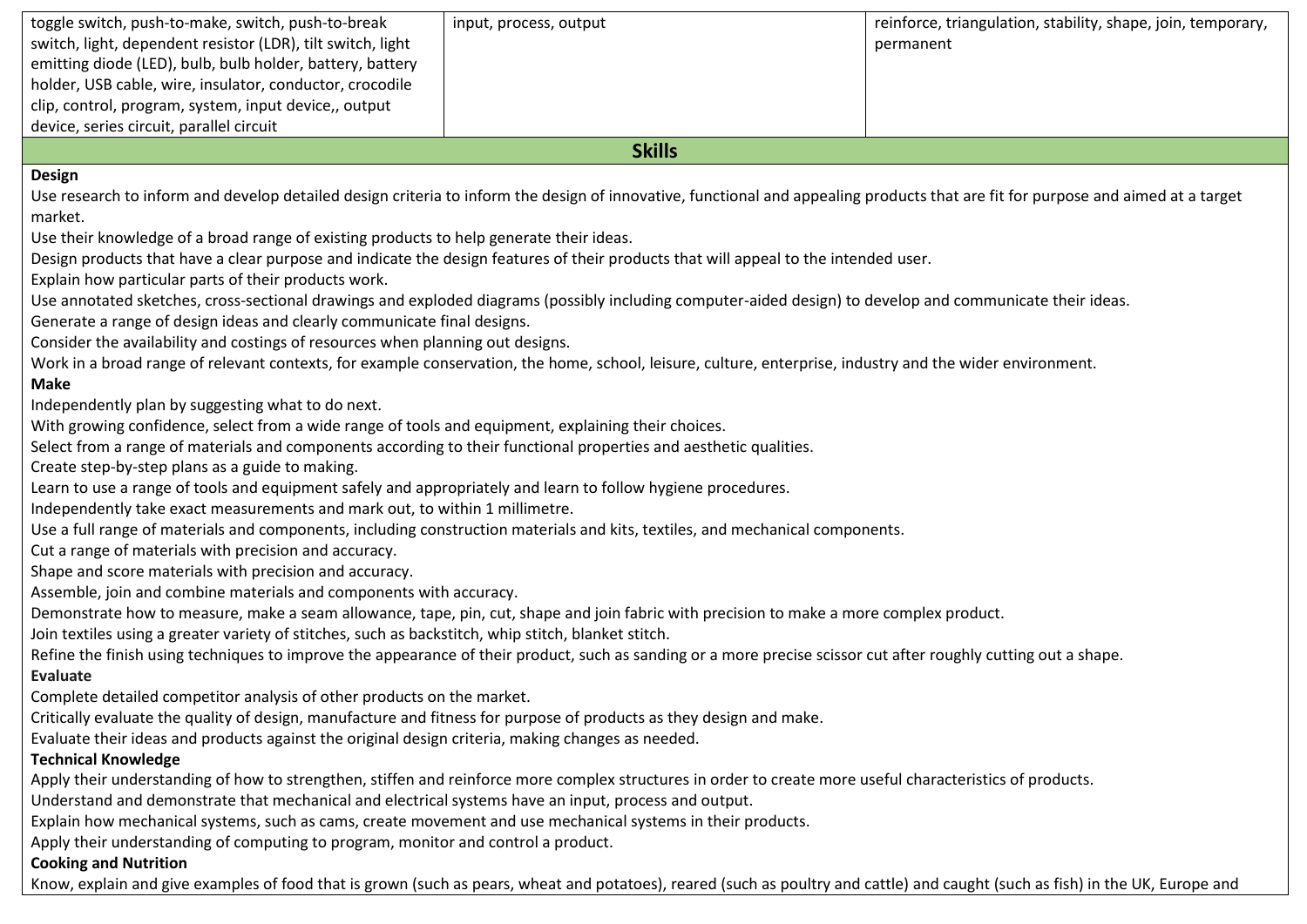| | | |
|---|---|---|
| toggle switch, push-to-make, switch, push-to-break switch, light, dependent resistor (LDR), tilt switch, light emitting diode (LED), bulb, bulb holder, battery, battery holder, USB cable, wire, insulator, conductor, crocodile clip, control, program, system, input device,, output device, series circuit, parallel circuit | input, process, output | reinforce, triangulation, stability, shape, join, temporary, permanent |

## Skills

**Design**

Use research to inform and develop detailed design criteria to inform the design of innovative, functional and appealing products that are fit for purpose and aimed at a target market.

Use their knowledge of a broad range of existing products to help generate their ideas.

Design products that have a clear purpose and indicate the design features of their products that will appeal to the intended user.

Explain how particular parts of their products work.

Use annotated sketches, cross-sectional drawings and exploded diagrams (possibly including computer-aided design) to develop and communicate their ideas.

Generate a range of design ideas and clearly communicate final designs.

Consider the availability and costings of resources when planning out designs.

Work in a broad range of relevant contexts, for example conservation, the home, school, leisure, culture, enterprise, industry and the wider environment.

**Make**

Independently plan by suggesting what to do next.

With growing confidence, select from a wide range of tools and equipment, explaining their choices.

Select from a range of materials and components according to their functional properties and aesthetic qualities.

Create step-by-step plans as a guide to making.

Learn to use a range of tools and equipment safely and appropriately and learn to follow hygiene procedures.

Independently take exact measurements and mark out, to within 1 millimetre.

Use a full range of materials and components, including construction materials and kits, textiles, and mechanical components.

Cut a range of materials with precision and accuracy.

Shape and score materials with precision and accuracy.

Assemble, join and combine materials and components with accuracy.

Demonstrate how to measure, make a seam allowance, tape, pin, cut, shape and join fabric with precision to make a more complex product.

Join textiles using a greater variety of stitches, such as backstitch, whip stitch, blanket stitch.

Refine the finish using techniques to improve the appearance of their product, such as sanding or a more precise scissor cut after roughly cutting out a shape.

**Evaluate**

Complete detailed competitor analysis of other products on the market.

Critically evaluate the quality of design, manufacture and fitness for purpose of products as they design and make.

Evaluate their ideas and products against the original design criteria, making changes as needed.

**Technical Knowledge**

Apply their understanding of how to strengthen, stiffen and reinforce more complex structures in order to create more useful characteristics of products.

Understand and demonstrate that mechanical and electrical systems have an input, process and output.

Explain how mechanical systems, such as cams, create movement and use mechanical systems in their products.

Apply their understanding of computing to program, monitor and control a product.

**Cooking and Nutrition**

Know, explain and give examples of food that is grown (such as pears, wheat and potatoes), reared (such as poultry and cattle) and caught (such as fish) in the UK, Europe and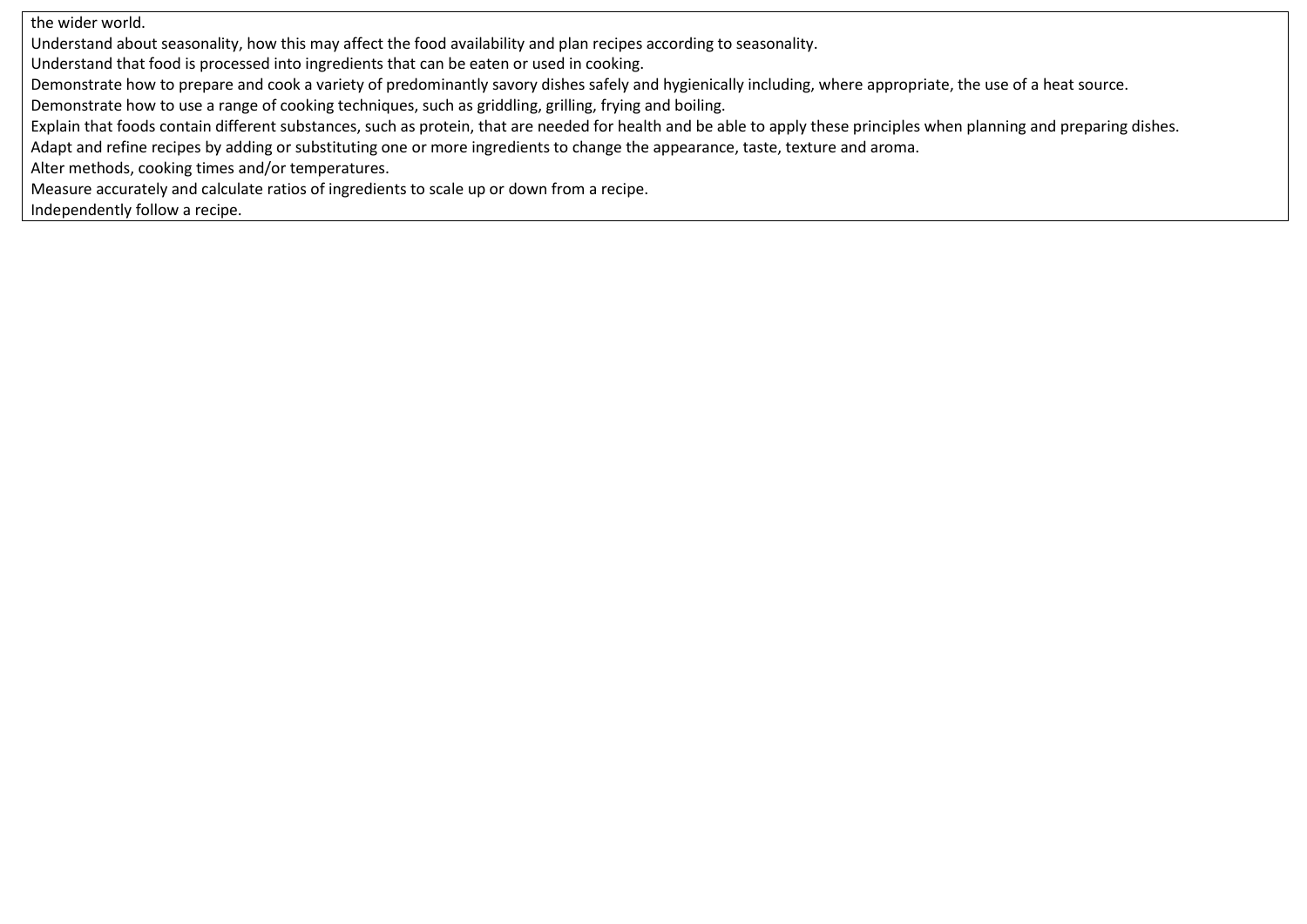the wider world.
Understand about seasonality, how this may affect the food availability and plan recipes according to seasonality.
Understand that food is processed into ingredients that can be eaten or used in cooking.
Demonstrate how to prepare and cook a variety of predominantly savory dishes safely and hygienically including, where appropriate, the use of a heat source.
Demonstrate how to use a range of cooking techniques, such as griddling, grilling, frying and boiling.
Explain that foods contain different substances, such as protein, that are needed for health and be able to apply these principles when planning and preparing dishes.
Adapt and refine recipes by adding or substituting one or more ingredients to change the appearance, taste, texture and aroma.
Alter methods, cooking times and/or temperatures.
Measure accurately and calculate ratios of ingredients to scale up or down from a recipe.
Independently follow a recipe.